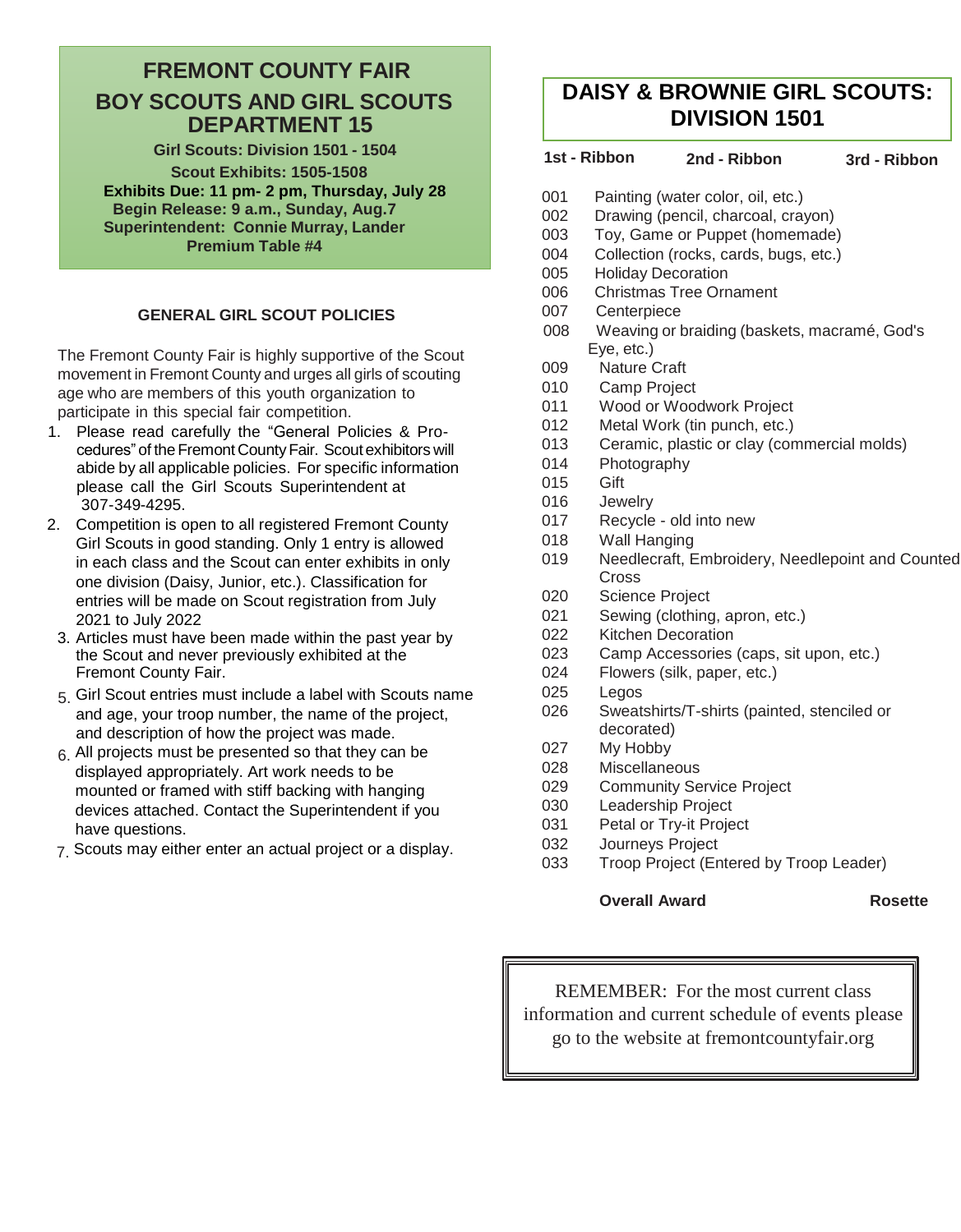# FREMONT COUNTY FAIR

## BOY SCOUTS AND GIRL SCOUTS DEPARTMENT 15

**Girl Scouts: Division 1501 - 1504**

**Scout Exhibits: 1505-1508**

**Exhibits Due: 11 pm- 2 pm, Thursday, July 28**

**Begin Release: 9 a.m., Sunday, Aug.7**

**Superintendent: Connie Murray, Lander**

**Premium Table #4**

### GENERAL GIRL SCOUT POLICIES

The Fremont County Fair is highly supportive of the Scout movement in Fremont County and urges all girls of scouting age who are members of this youth organization to participate in this special fair competition.

1. Please read carefully the "General Policies & Procedures" of the Fremont County Fair. Scout exhibitors will abide by all applicable policies. For specific information please call the Girl Scouts Superintendent at 307-349-4295.
2. Competition is open to all registered Fremont County Girl Scouts in good standing. Only 1 entry is allowed in each class and the Scout can enter exhibits in only one division (Daisy, Junior, etc.). Classification for entries will be made on Scout registration from July 2021 to July 2022
3. Articles must have been made within the past year by the Scout and never previously exhibited at the Fremont County Fair.
5. Girl Scout entries must include a label with Scouts name and age, your troop number, the name of the project, and description of how the project was made.
6. All projects must be presented so that they can be displayed appropriately. Art work needs to be mounted or framed with stiff backing with hanging devices attached. Contact the Superintendent if you have questions.
7. Scouts may either enter an actual project or a display.

## DAISY & BROWNIE GIRL SCOUTS: DIVISION 1501

**1st - Ribbon** **2nd - Ribbon** **3rd - Ribbon**

001 Painting (water color, oil, etc.)
002 Drawing (pencil, charcoal, crayon)
003 Toy, Game or Puppet (homemade)
004 Collection (rocks, cards, bugs, etc.)
005 Holiday Decoration
006 Christmas Tree Ornament
007 Centerpiece
008 Weaving or braiding (baskets, macramé, God's Eye, etc.)
009 Nature Craft
010 Camp Project
011 Wood or Woodwork Project
012 Metal Work (tin punch, etc.)
013 Ceramic, plastic or clay (commercial molds)
014 Photography
015 Gift
016 Jewelry
017 Recycle - old into new
018 Wall Hanging
019 Needlecraft, Embroidery, Needlepoint and Counted Cross
020 Science Project
021 Sewing (clothing, apron, etc.)
022 Kitchen Decoration
023 Camp Accessories (caps, sit upon, etc.)
024 Flowers (silk, paper, etc.)
025 Legos
026 Sweatshirts/T-shirts (painted, stenciled or decorated)
027 My Hobby
028 Miscellaneous
029 Community Service Project
030 Leadership Project
031 Petal or Try-it Project
032 Journeys Project
033 Troop Project (Entered by Troop Leader)

**Overall Award** **Rosette**

REMEMBER: For the most current class information and current schedule of events please go to the website at fremontcountyfair.org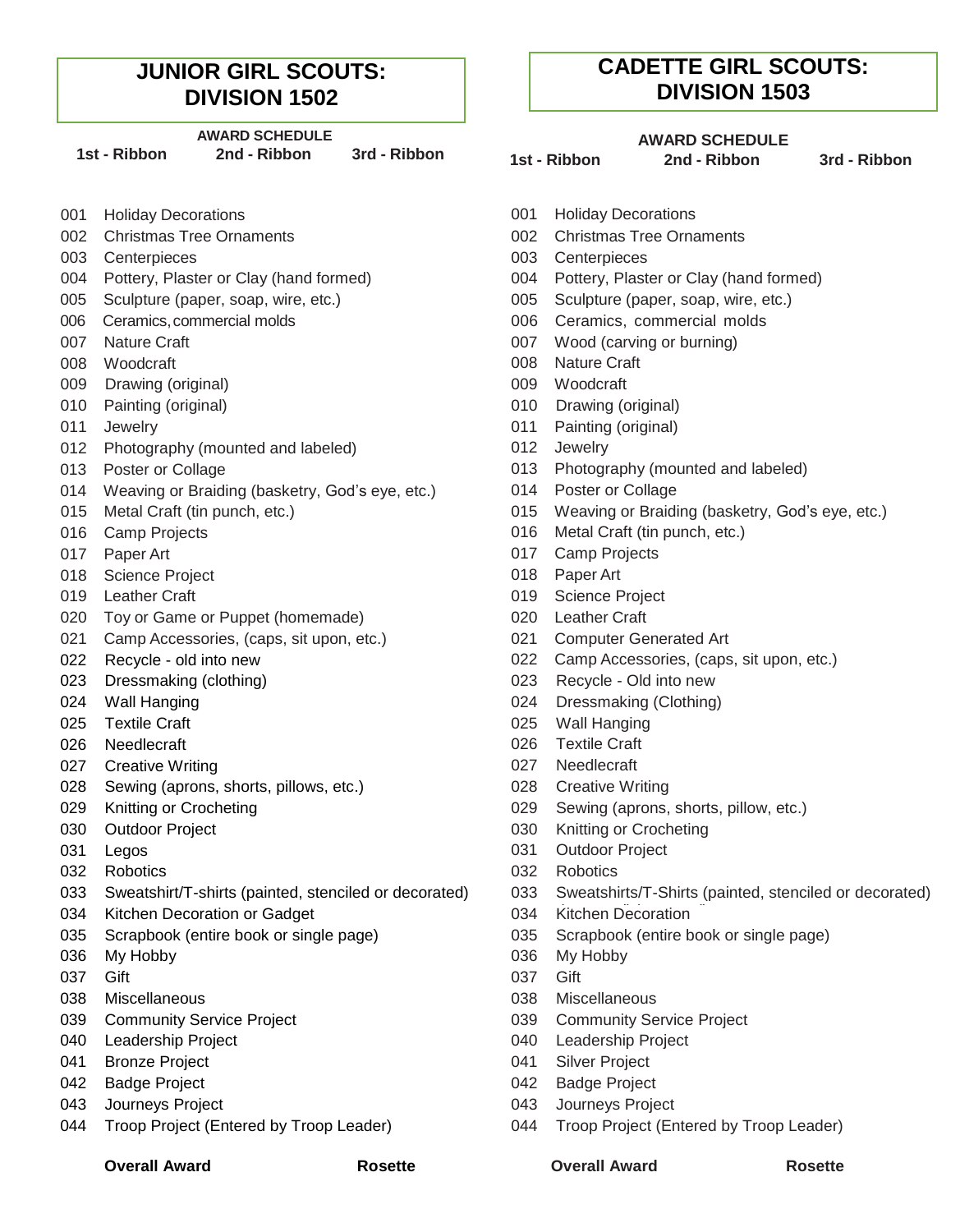# JUNIOR GIRL SCOUTS: DIVISION 1502

**AWARD SCHEDULE**

| 1st - Ribbon | 2nd - Ribbon | 3rd - Ribbon |
|---|---|---|

001 Holiday Decorations
002 Christmas Tree Ornaments
003 Centerpieces
004 Pottery, Plaster or Clay (hand formed)
005 Sculpture (paper, soap, wire, etc.)
006 Ceramics, commercial molds
007 Nature Craft
008 Woodcraft
009 Drawing (original)
010 Painting (original)
011 Jewelry
012 Photography (mounted and labeled)
013 Poster or Collage
014 Weaving or Braiding (basketry, God's eye, etc.)
015 Metal Craft (tin punch, etc.)
016 Camp Projects
017 Paper Art
018 Science Project
019 Leather Craft
020 Toy or Game or Puppet (homemade)
021 Camp Accessories, (caps, sit upon, etc.)
022 Recycle - old into new
023 Dressmaking (clothing)
024 Wall Hanging
025 Textile Craft
026 Needlecraft
027 Creative Writing
028 Sewing (aprons, shorts, pillows, etc.)
029 Knitting or Crocheting
030 Outdoor Project
031 Legos
032 Robotics
033 Sweatshirt/T-shirts (painted, stenciled or decorated)
034 Kitchen Decoration or Gadget
035 Scrapbook (entire book or single page)
036 My Hobby
037 Gift
038 Miscellaneous
039 Community Service Project
040 Leadership Project
041 Bronze Project
042 Badge Project
043 Journeys Project
044 Troop Project (Entered by Troop Leader)

**Overall Award** **Rosette**

# CADETTE GIRL SCOUTS: DIVISION 1503

**AWARD SCHEDULE**

| 1st - Ribbon | 2nd - Ribbon | 3rd - Ribbon |
|---|---|---|

001 Holiday Decorations
002 Christmas Tree Ornaments
003 Centerpieces
004 Pottery, Plaster or Clay (hand formed)
005 Sculpture (paper, soap, wire, etc.)
006 Ceramics, commercial molds
007 Wood (carving or burning)
008 Nature Craft
009 Woodcraft
010 Drawing (original)
011 Painting (original)
012 Jewelry
013 Photography (mounted and labeled)
014 Poster or Collage
015 Weaving or Braiding (basketry, God's eye, etc.)
016 Metal Craft (tin punch, etc.)
017 Camp Projects
018 Paper Art
019 Science Project
020 Leather Craft
021 Computer Generated Art
022 Camp Accessories, (caps, sit upon, etc.)
023 Recycle - Old into new
024 Dressmaking (Clothing)
025 Wall Hanging
026 Textile Craft
027 Needlecraft
028 Creative Writing
029 Sewing (aprons, shorts, pillow, etc.)
030 Knitting or Crocheting
031 Outdoor Project
032 Robotics
033 Sweatshirts/T-Shirts (painted, stenciled or decorated)
034 Kitchen Decoration
035 Scrapbook (entire book or single page)
036 My Hobby
037 Gift
038 Miscellaneous
039 Community Service Project
040 Leadership Project
041 Silver Project
042 Badge Project
043 Journeys Project
044 Troop Project (Entered by Troop Leader)

**Overall Award** **Rosette**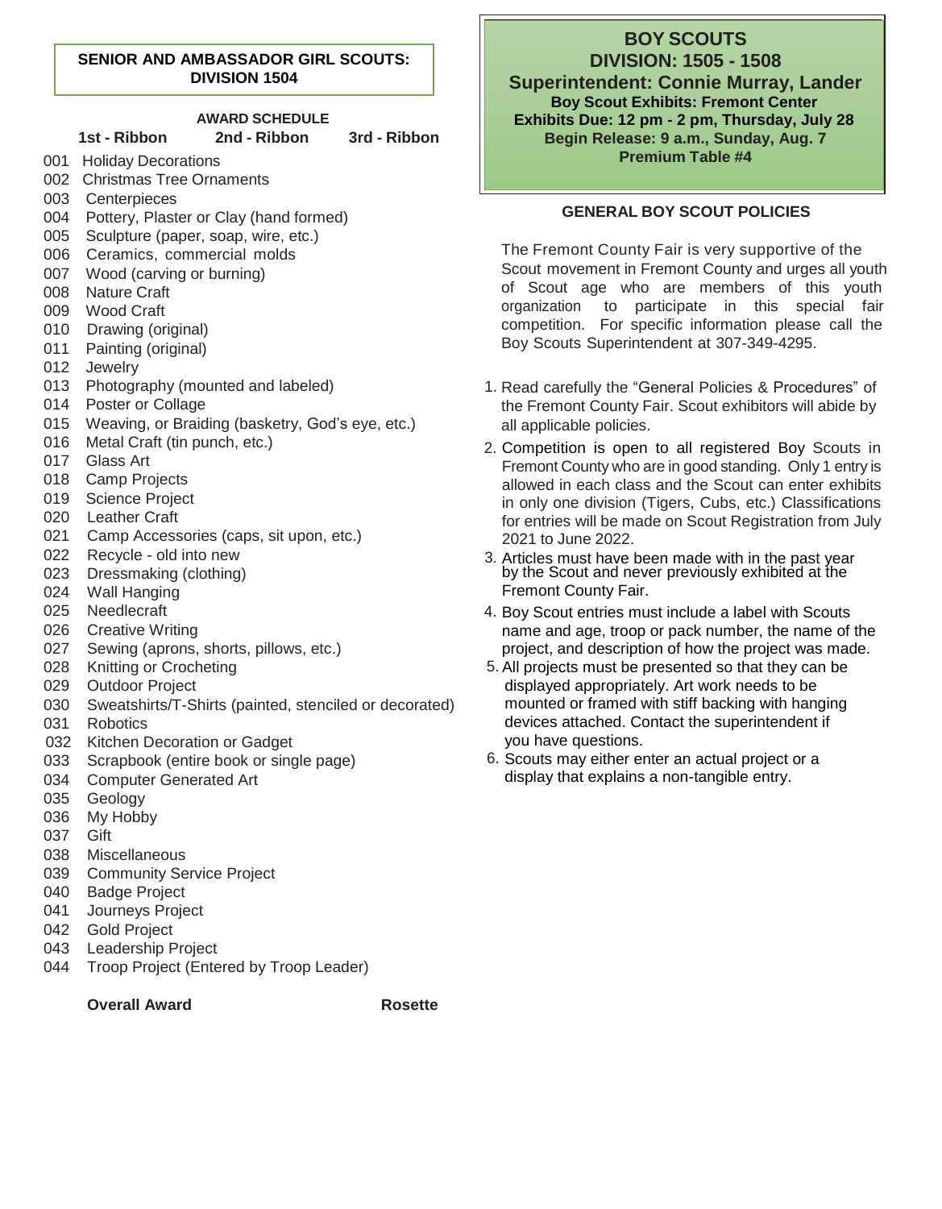## SENIOR AND AMBASSADOR GIRL SCOUTS: DIVISION 1504

**AWARD SCHEDULE**

| 1st - Ribbon | 2nd - Ribbon | 3rd - Ribbon |
|---|---|---|

001 Holiday Decorations
002 Christmas Tree Ornaments
003 Centerpieces
004 Pottery, Plaster or Clay (hand formed)
005 Sculpture (paper, soap, wire, etc.)
006 Ceramics, commercial molds
007 Wood (carving or burning)
008 Nature Craft
009 Wood Craft
010 Drawing (original)
011 Painting (original)
012 Jewelry
013 Photography (mounted and labeled)
014 Poster or Collage
015 Weaving, or Braiding (basketry, God's eye, etc.)
016 Metal Craft (tin punch, etc.)
017 Glass Art
018 Camp Projects
019 Science Project
020 Leather Craft
021 Camp Accessories (caps, sit upon, etc.)
022 Recycle - old into new
023 Dressmaking (clothing)
024 Wall Hanging
025 Needlecraft
026 Creative Writing
027 Sewing (aprons, shorts, pillows, etc.)
028 Knitting or Crocheting
029 Outdoor Project
030 Sweatshirts/T-Shirts (painted, stenciled or decorated)
031 Robotics
032 Kitchen Decoration or Gadget
033 Scrapbook (entire book or single page)
034 Computer Generated Art
035 Geology
036 My Hobby
037 Gift
038 Miscellaneous
039 Community Service Project
040 Badge Project
041 Journeys Project
042 Gold Project
043 Leadership Project
044 Troop Project (Entered by Troop Leader)

**Overall Award** **Rosette**

## BOY SCOUTS
## DIVISION: 1505 - 1508
## Superintendent: Connie Murray, Lander

**Boy Scout Exhibits: Fremont Center**
**Exhibits Due: 12 pm - 2 pm, Thursday, July 28**
**Begin Release: 9 a.m., Sunday, Aug. 7**
**Premium Table #4**

### GENERAL BOY SCOUT POLICIES

The Fremont County Fair is very supportive of the Scout movement in Fremont County and urges all youth of Scout age who are members of this youth organization to participate in this special fair competition. For specific information please call the Boy Scouts Superintendent at 307-349-4295.

1. Read carefully the "General Policies & Procedures" of the Fremont County Fair. Scout exhibitors will abide by all applicable policies.
2. Competition is open to all registered Boy Scouts in Fremont County who are in good standing. Only 1 entry is allowed in each class and the Scout can enter exhibits in only one division (Tigers, Cubs, etc.) Classifications for entries will be made on Scout Registration from July 2021 to June 2022.
3. Articles must have been made with in the past year by the Scout and never previously exhibited at the Fremont County Fair.
4. Boy Scout entries must include a label with Scouts name and age, troop or pack number, the name of the project, and description of how the project was made.
5. All projects must be presented so that they can be displayed appropriately. Art work needs to be mounted or framed with stiff backing with hanging devices attached. Contact the superintendent if you have questions.
6. Scouts may either enter an actual project or a display that explains a non-tangible entry.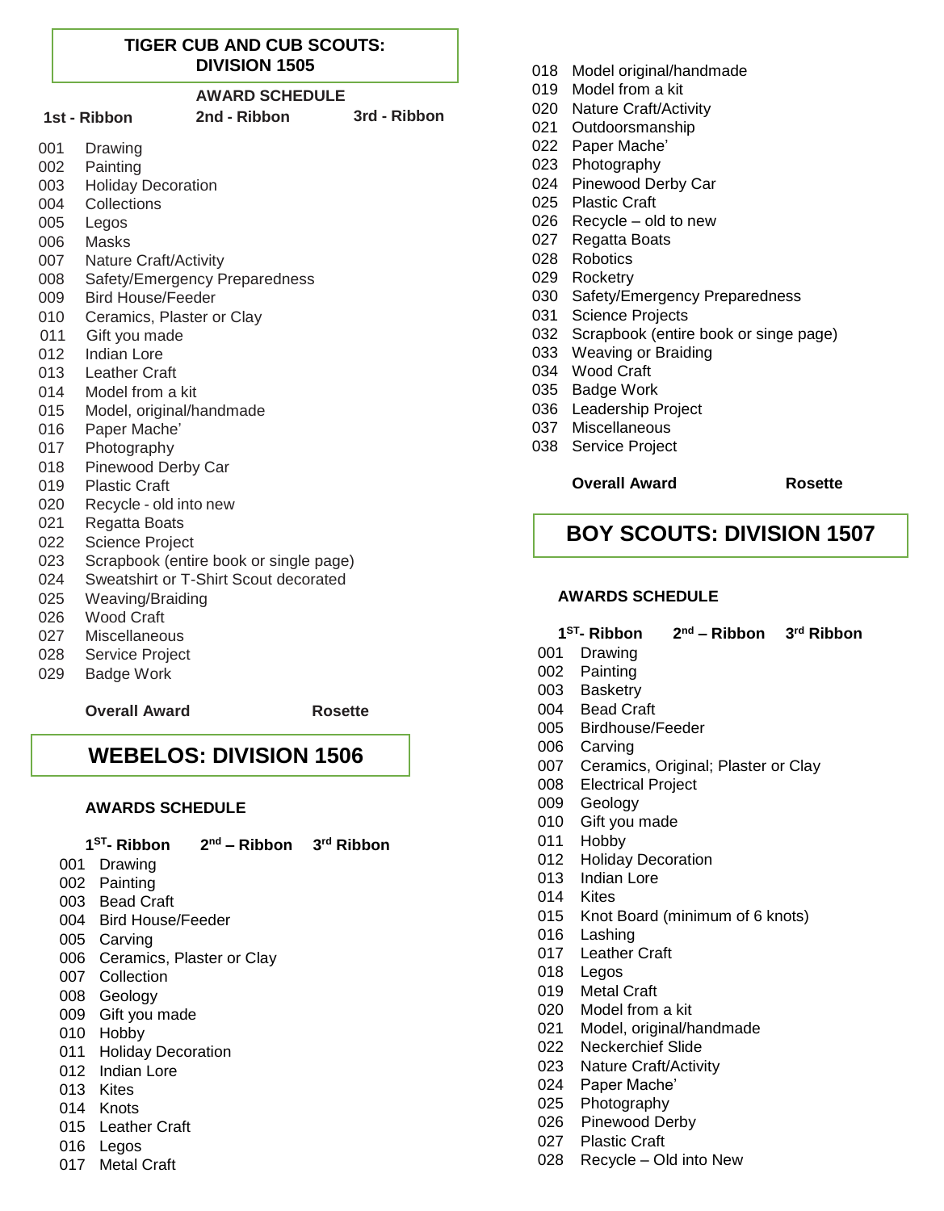## TIGER CUB AND CUB SCOUTS: DIVISION 1505

**AWARD SCHEDULE**

**1st - Ribbon** **2nd - Ribbon** **3rd - Ribbon**

001 Drawing
002 Painting
003 Holiday Decoration
004 Collections
005 Legos
006 Masks
007 Nature Craft/Activity
008 Safety/Emergency Preparedness
009 Bird House/Feeder
010 Ceramics, Plaster or Clay
011 Gift you made
012 Indian Lore
013 Leather Craft
014 Model from a kit
015 Model, original/handmade
016 Paper Mache'
017 Photography
018 Pinewood Derby Car
019 Plastic Craft
020 Recycle - old into new
021 Regatta Boats
022 Science Project
023 Scrapbook (entire book or single page)
024 Sweatshirt or T-Shirt Scout decorated
025 Weaving/Braiding
026 Wood Craft
027 Miscellaneous
028 Service Project
029 Badge Work

**Overall Award** **Rosette**

## WEBELOS: DIVISION 1506

**AWARDS SCHEDULE**

**1ST- Ribbon** **2nd – Ribbon** **3rd Ribbon**

001 Drawing
002 Painting
003 Bead Craft
004 Bird House/Feeder
005 Carving
006 Ceramics, Plaster or Clay
007 Collection
008 Geology
009 Gift you made
010 Hobby
011 Holiday Decoration
012 Indian Lore
013 Kites
014 Knots
015 Leather Craft
016 Legos
017 Metal Craft
018 Model original/handmade
019 Model from a kit
020 Nature Craft/Activity
021 Outdoorsmanship
022 Paper Mache'
023 Photography
024 Pinewood Derby Car
025 Plastic Craft
026 Recycle – old to new
027 Regatta Boats
028 Robotics
029 Rocketry
030 Safety/Emergency Preparedness
031 Science Projects
032 Scrapbook (entire book or singe page)
033 Weaving or Braiding
034 Wood Craft
035 Badge Work
036 Leadership Project
037 Miscellaneous
038 Service Project

**Overall Award** **Rosette**

## BOY SCOUTS: DIVISION 1507

**AWARDS SCHEDULE**

**1ST- Ribbon** **2nd – Ribbon** **3rd Ribbon**

001 Drawing
002 Painting
003 Basketry
004 Bead Craft
005 Birdhouse/Feeder
006 Carving
007 Ceramics, Original; Plaster or Clay
008 Electrical Project
009 Geology
010 Gift you made
011 Hobby
012 Holiday Decoration
013 Indian Lore
014 Kites
015 Knot Board (minimum of 6 knots)
016 Lashing
017 Leather Craft
018 Legos
019 Metal Craft
020 Model from a kit
021 Model, original/handmade
022 Neckerchief Slide
023 Nature Craft/Activity
024 Paper Mache'
025 Photography
026 Pinewood Derby
027 Plastic Craft
028 Recycle – Old into New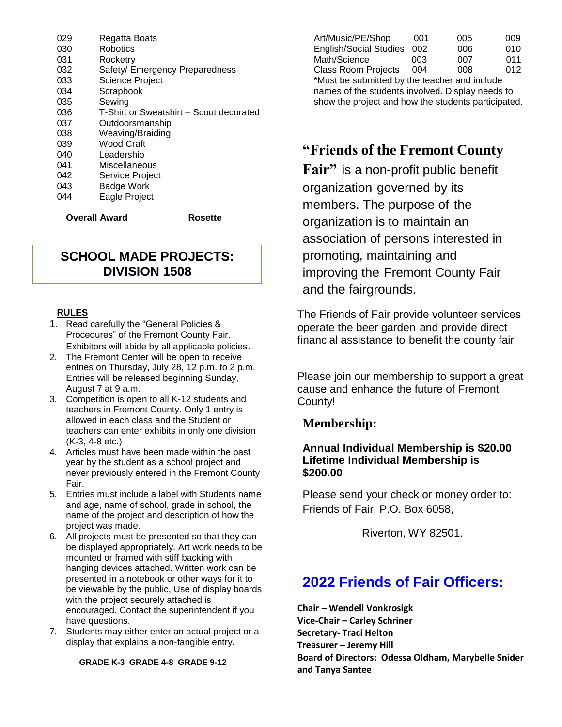| | |
|---|---|
| 029 | Regatta Boats |
| 030 | Robotics |
| 031 | Rocketry |
| 032 | Safety/ Emergency Preparedness |
| 033 | Science Project |
| 034 | Scrapbook |
| 035 | Sewing |
| 036 | T-Shirt or Sweatshirt – Scout decorated |
| 037 | Outdoorsmanship |
| 038 | Weaving/Braiding |
| 039 | Wood Craft |
| 040 | Leadership |
| 041 | Miscellaneous |
| 042 | Service Project |
| 043 | Badge Work |
| 044 | Eagle Project |

**Overall Award** **Rosette**

## SCHOOL MADE PROJECTS: DIVISION 1508

**RULES**

1. Read carefully the "General Policies & Procedures" of the Fremont County Fair. Exhibitors will abide by all applicable policies.
2. The Fremont Center will be open to receive entries on Thursday, July 28, 12 p.m. to 2 p.m. Entries will be released beginning Sunday, August 7 at 9 a.m.
3. Competition is open to all K-12 students and teachers in Fremont County. Only 1 entry is allowed in each class and the Student or teachers can enter exhibits in only one division (K-3, 4-8 etc.)
4. Articles must have been made within the past year by the student as a school project and never previously entered in the Fremont County Fair.
5. Entries must include a label with Students name and age, name of school, grade in school, the name of the project and description of how the project was made.
6. All projects must be presented so that they can be displayed appropriately. Art work needs to be mounted or framed with stiff backing with hanging devices attached. Written work can be presented in a notebook or other ways for it to be viewable by the public, Use of display boards with the project securely attached is encouraged. Contact the superintendent if you have questions.
7. Students may either enter an actual project or a display that explains a non-tangible entry.

| | GRADE K-3 | GRADE 4-8 | GRADE 9-12 |
|---|---|---|---|
| Art/Music/PE/Shop | 001 | 005 | 009 |
| English/Social Studies | 002 | 006 | 010 |
| Math/Science | 003 | 007 | 011 |
| Class Room Projects | 004 | 008 | 012 |

*Must be submitted by the teacher and include names of the students involved. Display needs to show the project and how the students participated.

**"Friends of the Fremont County Fair"** is a non-profit public benefit organization governed by its members. The purpose of the organization is to maintain an association of persons interested in promoting, maintaining and improving the Fremont County Fair and the fairgrounds.

The Friends of Fair provide volunteer services operate the beer garden and provide direct financial assistance to benefit the county fair

Please join our membership to support a great cause and enhance the future of Fremont County!

## Membership:

**Annual Individual Membership is $20.00**
**Lifetime Individual Membership is $200.00**

Please send your check or money order to: Friends of Fair, P.O. Box 6058,

Riverton, WY 82501.

## 2022 Friends of Fair Officers:

**Chair – Wendell Vonkrosigk**
**Vice-Chair – Carley Schriner**
**Secretary- Traci Helton**
**Treasurer – Jeremy Hill**
**Board of Directors: Odessa Oldham, Marybelle Snider and Tanya Santee**